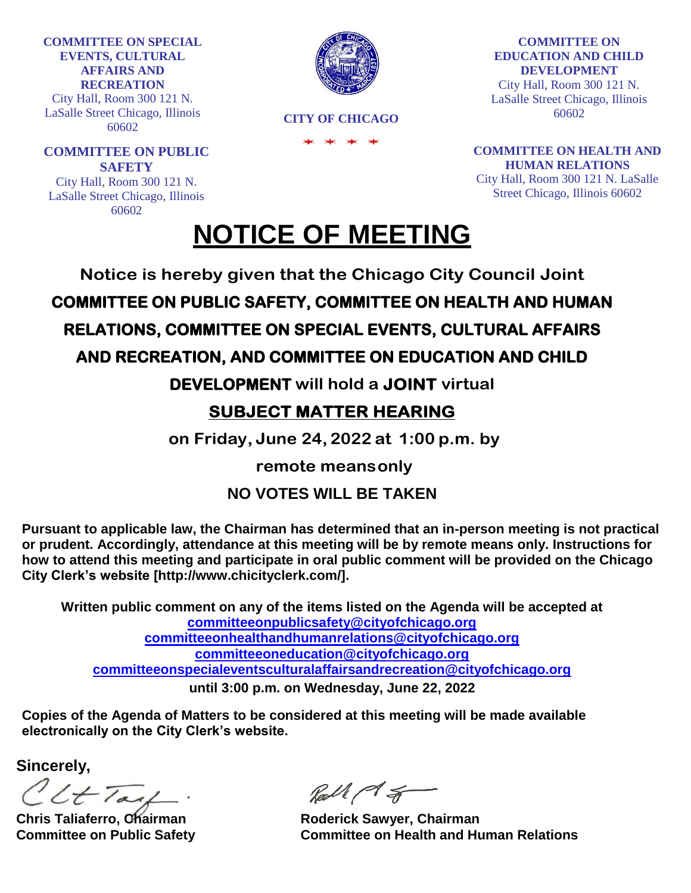**COMMITTEE ON SPECIAL EVENTS, CULTURAL AFFAIRS AND RECREATION**
City Hall, Room 300 121 N. LaSalle Street Chicago, Illinois 60602

**COMMITTEE ON PUBLIC SAFETY**
City Hall, Room 300 121 N. LaSalle Street Chicago, Illinois 60602

**CITY OF CHICAGO**

**COMMITTEE ON EDUCATION AND CHILD DEVELOPMENT**
City Hall, Room 300 121 N. LaSalle Street Chicago, Illinois 60602

**COMMITTEE ON HEALTH AND HUMAN RELATIONS**
City Hall, Room 300 121 N. LaSalle Street Chicago, Illinois 60602

# NOTICE OF MEETING

**Notice is hereby given that the Chicago City Council Joint COMMITTEE ON PUBLIC SAFETY, COMMITTEE ON HEALTH AND HUMAN RELATIONS, COMMITTEE ON SPECIAL EVENTS, CULTURAL AFFAIRS AND RECREATION, AND COMMITTEE ON EDUCATION AND CHILD DEVELOPMENT will hold a JOINT virtual**

## SUBJECT MATTER HEARING

**on Friday, June 24, 2022 at 1:00 p.m. by remote means only**

**NO VOTES WILL BE TAKEN**

**Pursuant to applicable law, the Chairman has determined that an in-person meeting is not practical or prudent. Accordingly, attendance at this meeting will be by remote means only. Instructions for how to attend this meeting and participate in oral public comment will be provided on the Chicago City Clerk's website [http://www.chicityclerk.com/].**

**Written public comment on any of the items listed on the Agenda will be accepted at**
**committeeonpublicsafety@cityofchicago.org**
**committeeonhealthandhumanrelations@cityofchicago.org**
**committeeoneducation@cityofchicago.org**
**committeeonspecialeventsculturalaffairsandrecreation@cityofchicago.org**
**until 3:00 p.m. on Wednesday, June 22, 2022**

**Copies of the Agenda of Matters to be considered at this meeting will be made available electronically on the City Clerk's website.**

**Sincerely,**

**Chris Taliaferro, Chairman**
**Committee on Public Safety**

**Roderick Sawyer, Chairman**
**Committee on Health and Human Relations**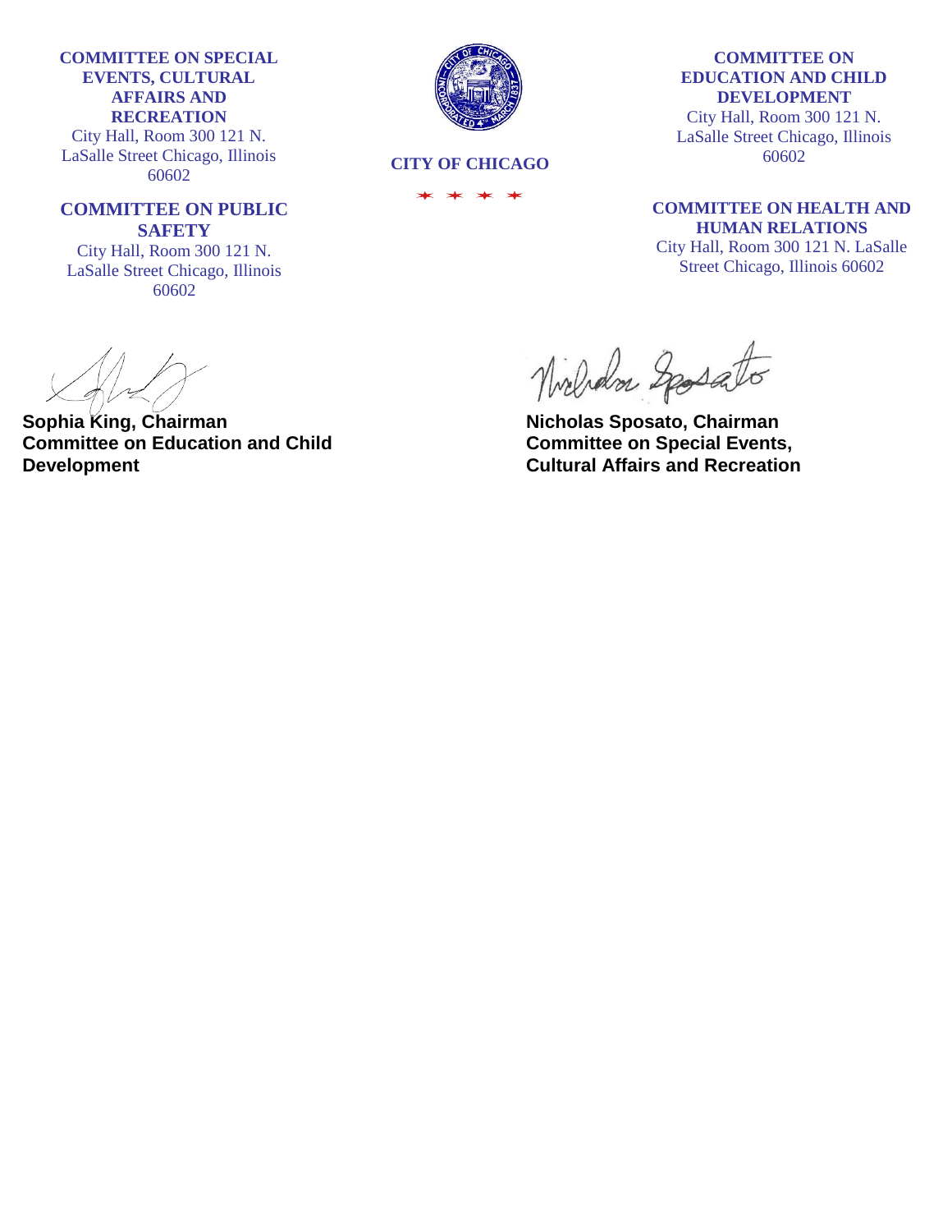**COMMITTEE ON SPECIAL EVENTS, CULTURAL AFFAIRS AND RECREATION**
City Hall, Room 300 121 N. LaSalle Street Chicago, Illinois 60602

**COMMITTEE ON PUBLIC SAFETY**
City Hall, Room 300 121 N. LaSalle Street Chicago, Illinois 60602

**CITY OF CHICAGO**

**COMMITTEE ON EDUCATION AND CHILD DEVELOPMENT**
City Hall, Room 300 121 N. LaSalle Street Chicago, Illinois 60602

**COMMITTEE ON HEALTH AND HUMAN RELATIONS**
City Hall, Room 300 121 N. LaSalle Street Chicago, Illinois 60602

**Sophia King, Chairman**
**Committee on Education and Child Development**

**Nicholas Sposato, Chairman**
**Committee on Special Events, Cultural Affairs and Recreation**